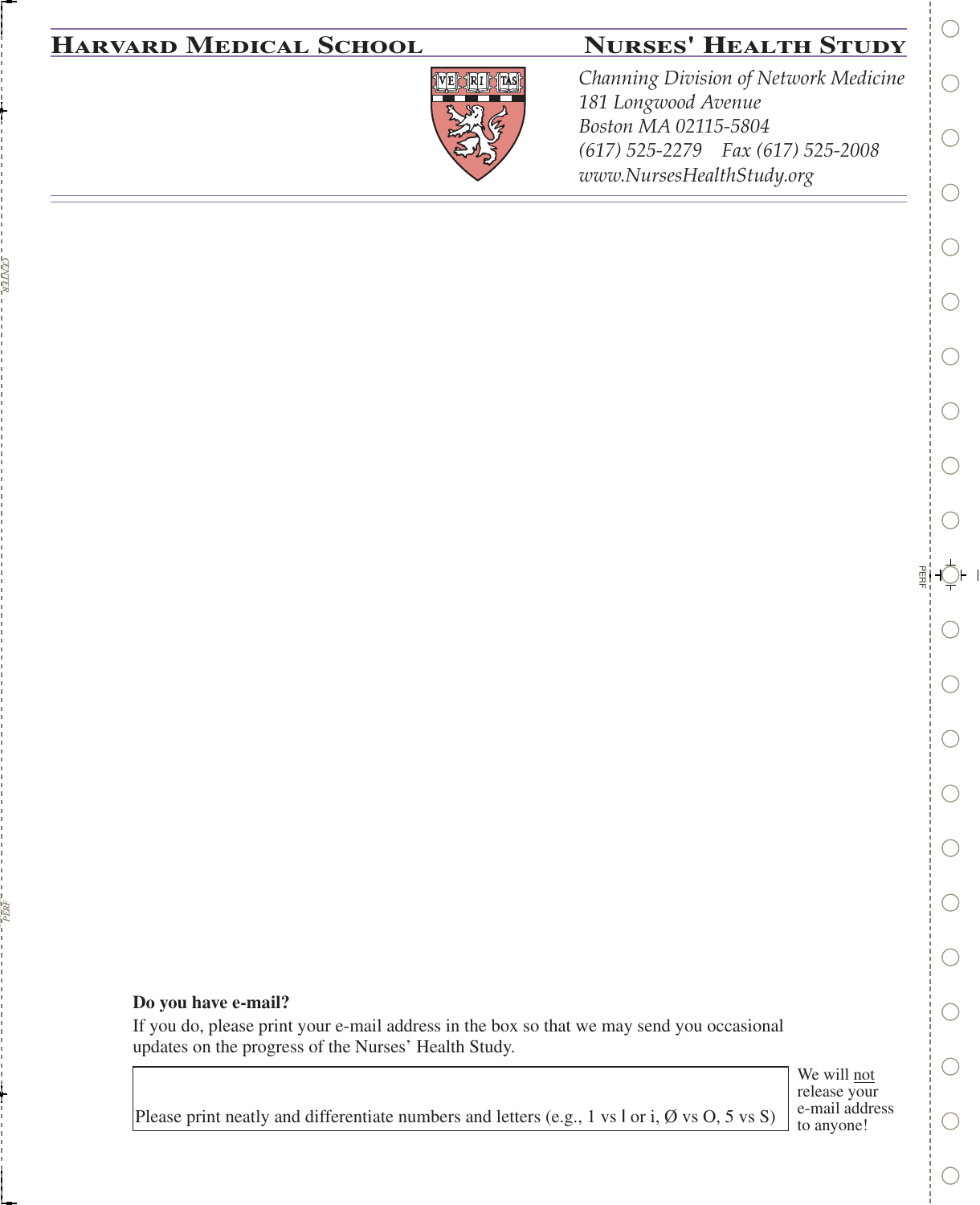# HARVARD MEDICAL SCHOOL

# NURSES' HEALTH STUDY

*Channing Division of Network Medicine*
*181 Longwood Avenue*
*Boston MA 02115-5804*
*(617) 525-2279    Fax (617) 525-2008*
*www.NursesHealthStudy.org*

**Do you have e-mail?**

If you do, please print your e-mail address in the box so that we may send you occasional updates on the progress of the Nurses' Health Study.

Please print neatly and differentiate numbers and letters (e.g., 1 vs l or i, Ø vs O, 5 vs S)

We will not release your e-mail address to anyone!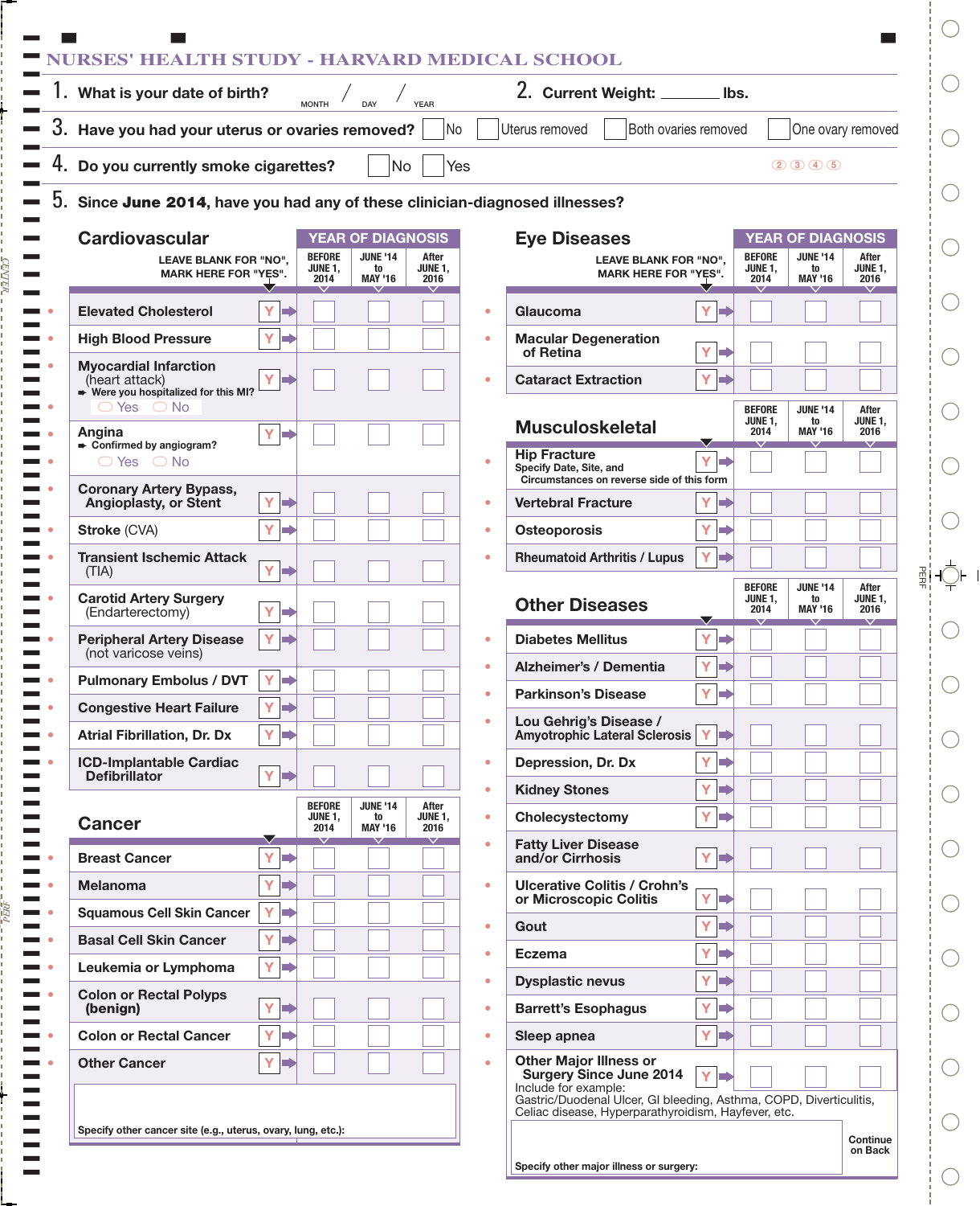# NURSES' HEALTH STUDY - HARVARD MEDICAL SCHOOL

1. What is your date of birth? MONTH / DAY / YEAR

2. Current Weight: _______ lbs.

3. Have you had your uterus or ovaries removed? ☐ No ☐ Uterus removed ☐ Both ovaries removed ☐ One ovary removed

4. Do you currently smoke cigarettes? ☐ No ☐ Yes

② ③ ④ ⑤

5. Since **June 2014**, have you had any of these clinician-diagnosed illnesses?

## Cardiovascular

LEAVE BLANK FOR "NO", MARK HERE FOR "YES".

| Cardiovascular | | YEAR OF DIAGNOSIS | | |
|---|---|---|---|---|
| | | BEFORE JUNE 1, 2014 | JUNE '14 to MAY '16 | After JUNE 1, 2016 |
| Elevated Cholesterol | Y | ☐ | ☐ | ☐ |
| High Blood Pressure | Y | ☐ | ☐ | ☐ |
| Myocardial Infarction (heart attack) ➡ Were you hospitalized for this MI? ◯ Yes ◯ No | Y | ☐ | ☐ | ☐ |
| Angina ➡ Confirmed by angiogram? ◯ Yes ◯ No | Y | ☐ | ☐ | ☐ |
| Coronary Artery Bypass, Angioplasty, or Stent | Y | ☐ | ☐ | ☐ |
| Stroke (CVA) | Y | ☐ | ☐ | ☐ |
| Transient Ischemic Attack (TIA) | Y | ☐ | ☐ | ☐ |
| Carotid Artery Surgery (Endarterectomy) | Y | ☐ | ☐ | ☐ |
| Peripheral Artery Disease (not varicose veins) | Y | ☐ | ☐ | ☐ |
| Pulmonary Embolus / DVT | Y | ☐ | ☐ | ☐ |
| Congestive Heart Failure | Y | ☐ | ☐ | ☐ |
| Atrial Fibrillation, Dr. Dx | Y | ☐ | ☐ | ☐ |
| ICD-Implantable Cardiac Defibrillator | Y | ☐ | ☐ | ☐ |

## Cancer

| Cancer | | BEFORE JUNE 1, 2014 | JUNE '14 to MAY '16 | After JUNE 1, 2016 |
|---|---|---|---|---|
| Breast Cancer | Y | ☐ | ☐ | ☐ |
| Melanoma | Y | ☐ | ☐ | ☐ |
| Squamous Cell Skin Cancer | Y | ☐ | ☐ | ☐ |
| Basal Cell Skin Cancer | Y | ☐ | ☐ | ☐ |
| Leukemia or Lymphoma | Y | ☐ | ☐ | ☐ |
| Colon or Rectal Polyps (benign) | Y | ☐ | ☐ | ☐ |
| Colon or Rectal Cancer | Y | ☐ | ☐ | ☐ |
| Other Cancer | Y | ☐ | ☐ | ☐ |

Specify other cancer site (e.g., uterus, ovary, lung, etc.):

## Eye Diseases

LEAVE BLANK FOR "NO", MARK HERE FOR "YES".

| Eye Diseases | | YEAR OF DIAGNOSIS | | |
|---|---|---|---|---|
| | | BEFORE JUNE 1, 2014 | JUNE '14 to MAY '16 | After JUNE 1, 2016 |
| Glaucoma | Y | ☐ | ☐ | ☐ |
| Macular Degeneration of Retina | Y | ☐ | ☐ | ☐ |
| Cataract Extraction | Y | ☐ | ☐ | ☐ |

## Musculoskeletal

| Musculoskeletal | | BEFORE JUNE 1, 2014 | JUNE '14 to MAY '16 | After JUNE 1, 2016 |
|---|---|---|---|---|
| Hip Fracture Specify Date, Site, and Circumstances on reverse side of this form | Y | ☐ | ☐ | ☐ |
| Vertebral Fracture | Y | ☐ | ☐ | ☐ |
| Osteoporosis | Y | ☐ | ☐ | ☐ |
| Rheumatoid Arthritis / Lupus | Y | ☐ | ☐ | ☐ |

## Other Diseases

| Other Diseases | | BEFORE JUNE 1, 2014 | JUNE '14 to MAY '16 | After JUNE 1, 2016 |
|---|---|---|---|---|
| Diabetes Mellitus | Y | ☐ | ☐ | ☐ |
| Alzheimer's / Dementia | Y | ☐ | ☐ | ☐ |
| Parkinson's Disease | Y | ☐ | ☐ | ☐ |
| Lou Gehrig's Disease / Amyotrophic Lateral Sclerosis | Y | ☐ | ☐ | ☐ |
| Depression, Dr. Dx | Y | ☐ | ☐ | ☐ |
| Kidney Stones | Y | ☐ | ☐ | ☐ |
| Cholecystectomy | Y | ☐ | ☐ | ☐ |
| Fatty Liver Disease and/or Cirrhosis | Y | ☐ | ☐ | ☐ |
| Ulcerative Colitis / Crohn's or Microscopic Colitis | Y | ☐ | ☐ | ☐ |
| Gout | Y | ☐ | ☐ | ☐ |
| Eczema | Y | ☐ | ☐ | ☐ |
| Dysplastic nevus | Y | ☐ | ☐ | ☐ |
| Barrett's Esophagus | Y | ☐ | ☐ | ☐ |
| Sleep apnea | Y | ☐ | ☐ | ☐ |
| Other Major Illness or Surgery Since June 2014 | Y | ☐ | ☐ | ☐ |

Include for example: Gastric/Duodenal Ulcer, GI bleeding, Asthma, COPD, Diverticulitis, Celiac disease, Hyperparathyroidism, Hayfever, etc.

Specify other major illness or surgery:

Continue on Back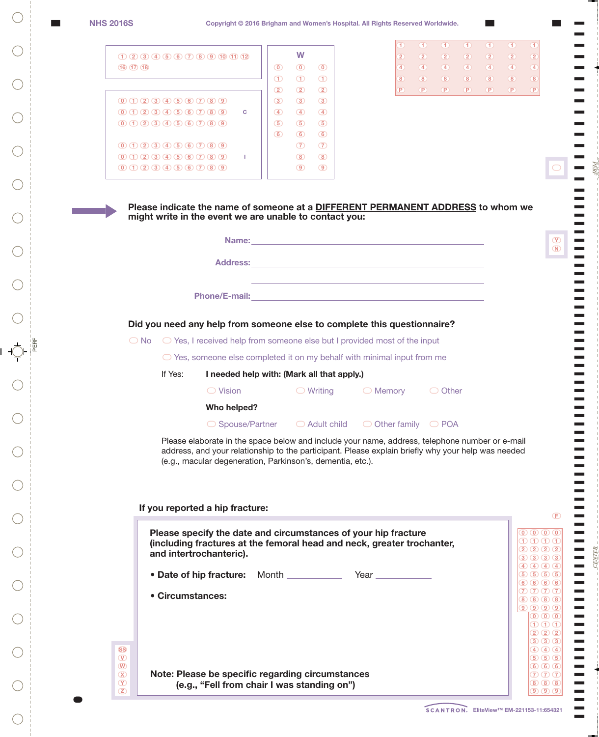Please indicate the name of someone at a **DIFFERENT PERMANENT ADDRESS** to whom we might write in the event we are unable to contact you:

Name: ______________________________

Address: ______________________________

______________________________

Phone/E-mail: ______________________________

**Did you need any help from someone else to complete this questionnaire?**

- No
- Yes, I received help from someone else but I provided most of the input
- Yes, someone else completed it on my behalf with minimal input from me

If Yes: **I needed help with: (Mark all that apply.)**

- Vision
- Writing
- Memory
- Other

**Who helped?**

- Spouse/Partner
- Adult child
- Other family
- POA

Please elaborate in the space below and include your name, address, telephone number or e-mail address, and your relationship to the participant. Please explain briefly why your help was needed (e.g., macular degeneration, Parkinson's, dementia, etc.).

**If you reported a hip fracture:**

**Please specify the date and circumstances of your hip fracture (including fractures at the femoral head and neck, greater trochanter, and intertrochanteric).**

- **Date of hip fracture:** Month ____________ Year ____________
- **Circumstances:**

**Note: Please be specific regarding circumstances (e.g., "Fell from chair I was standing on")**